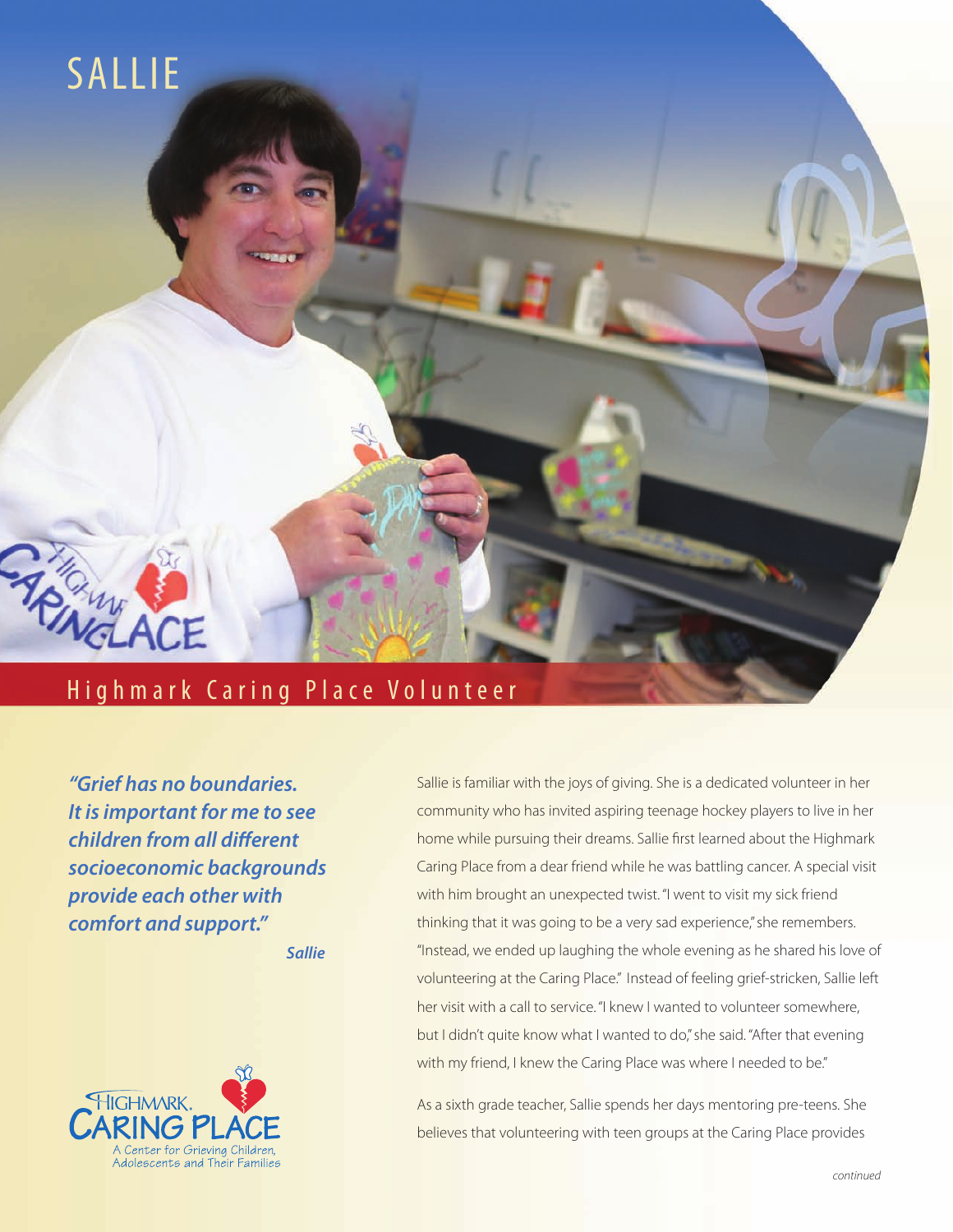# SALLIE

## Highmark Caring Place Volunteer

> ***"Grief has no boundaries. It is important for me to see children from all different socioeconomic backgrounds provide each other with comfort and support."***
>
> ***Sallie***

Sallie is familiar with the joys of giving. She is a dedicated volunteer in her community who has invited aspiring teenage hockey players to live in her home while pursuing their dreams. Sallie first learned about the Highmark Caring Place from a dear friend while he was battling cancer. A special visit with him brought an unexpected twist. "I went to visit my sick friend thinking that it was going to be a very sad experience," she remembers. "Instead, we ended up laughing the whole evening as he shared his love of volunteering at the Caring Place." Instead of feeling grief-stricken, Sallie left her visit with a call to service. "I knew I wanted to volunteer somewhere, but I didn't quite know what I wanted to do," she said. "After that evening with my friend, I knew the Caring Place was where I needed to be."

As a sixth grade teacher, Sallie spends her days mentoring pre-teens. She believes that volunteering with teen groups at the Caring Place provides

HIGHMARK. CARING PLACE
A Center for Grieving Children, Adolescents and Their Families

*continued*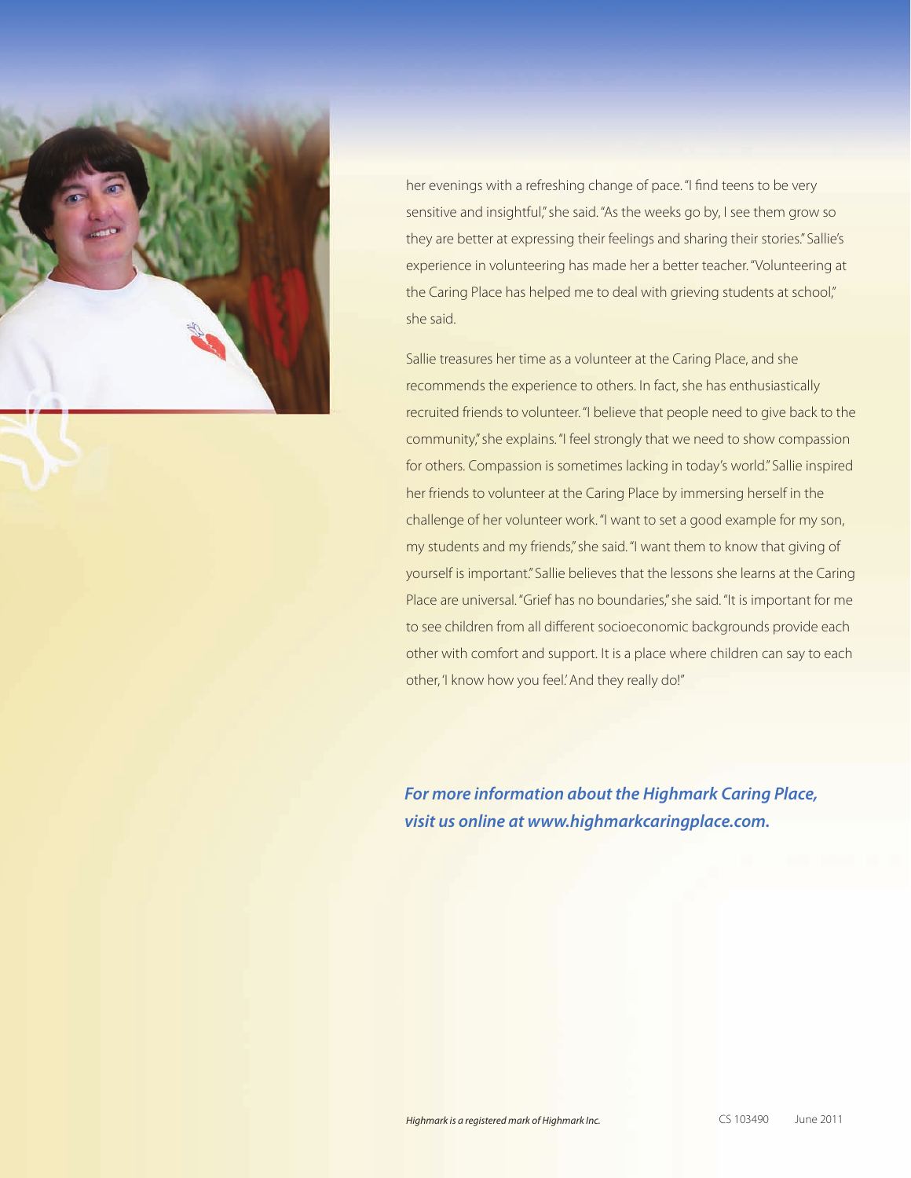her evenings with a refreshing change of pace. "I find teens to be very sensitive and insightful," she said. "As the weeks go by, I see them grow so they are better at expressing their feelings and sharing their stories." Sallie's experience in volunteering has made her a better teacher. "Volunteering at the Caring Place has helped me to deal with grieving students at school," she said.

Sallie treasures her time as a volunteer at the Caring Place, and she recommends the experience to others. In fact, she has enthusiastically recruited friends to volunteer. "I believe that people need to give back to the community," she explains. "I feel strongly that we need to show compassion for others. Compassion is sometimes lacking in today's world." Sallie inspired her friends to volunteer at the Caring Place by immersing herself in the challenge of her volunteer work. "I want to set a good example for my son, my students and my friends," she said. "I want them to know that giving of yourself is important." Sallie believes that the lessons she learns at the Caring Place are universal. "Grief has no boundaries," she said. "It is important for me to see children from all different socioeconomic backgrounds provide each other with comfort and support. It is a place where children can say to each other, 'I know how you feel.' And they really do!"

***For more information about the Highmark Caring Place, visit us online at www.highmarkcaringplace.com.***

*Highmark is a registered mark of Highmark Inc.*

CS 103490 June 2011